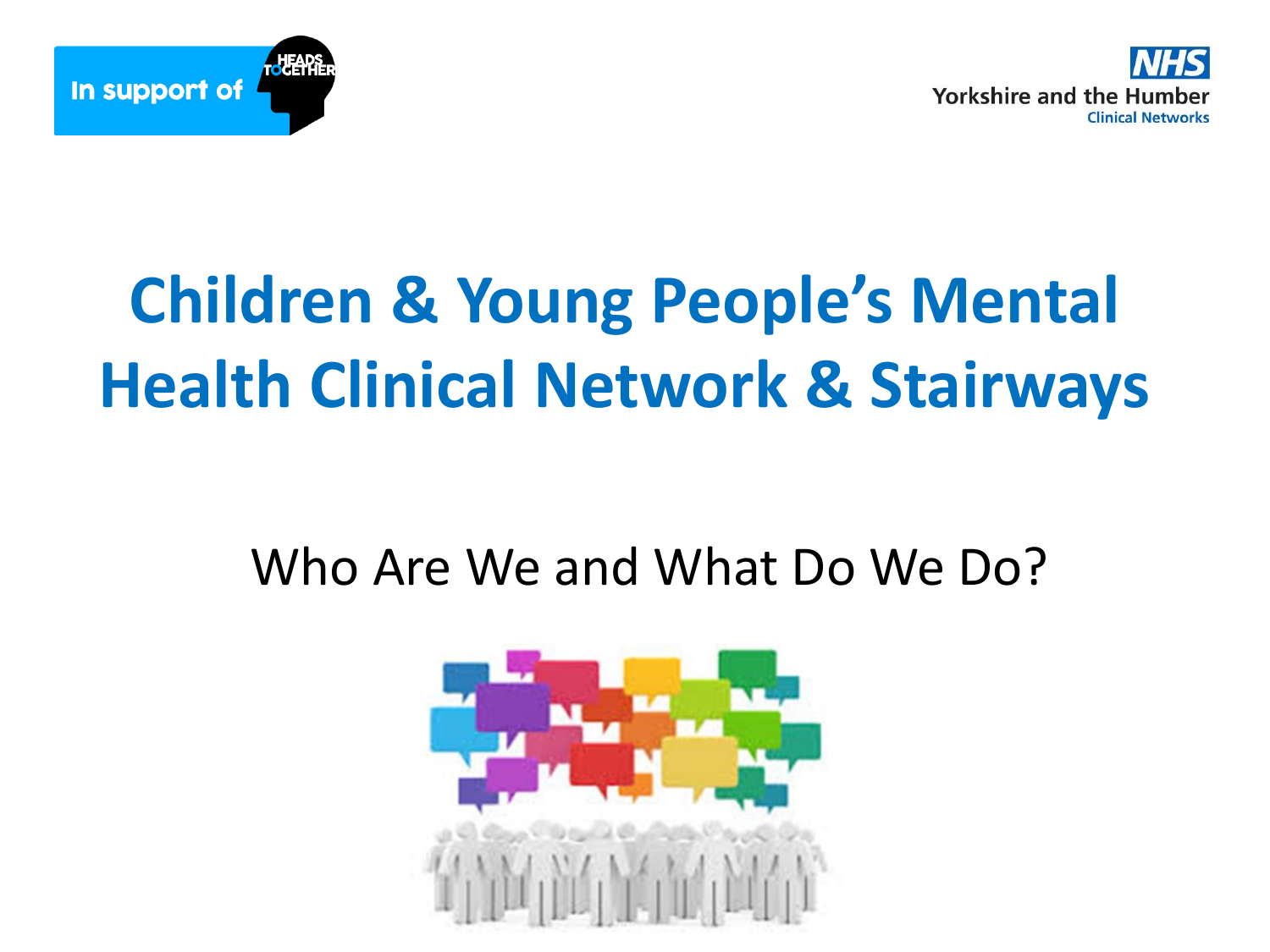In support of HEADS TOGETHER

NHS Yorkshire and the Humber Clinical Networks

# Children & Young People's Mental Health Clinical Network & Stairways

Who Are We and What Do We Do?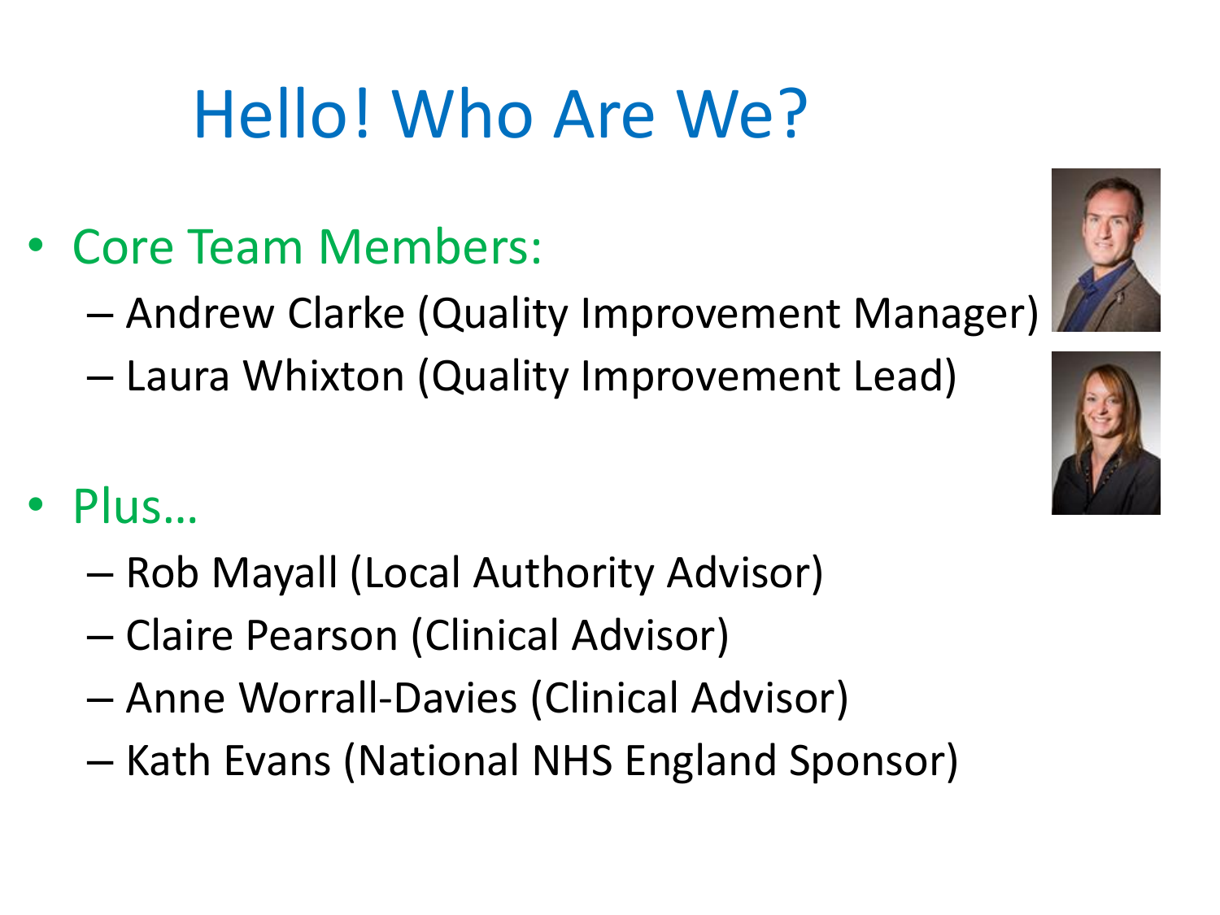# Hello! Who Are We?

- Core Team Members:
  - Andrew Clarke (Quality Improvement Manager)
  - Laura Whixton (Quality Improvement Lead)

- Plus…
  - Rob Mayall (Local Authority Advisor)
  - Claire Pearson (Clinical Advisor)
  - Anne Worrall-Davies (Clinical Advisor)
  - Kath Evans (National NHS England Sponsor)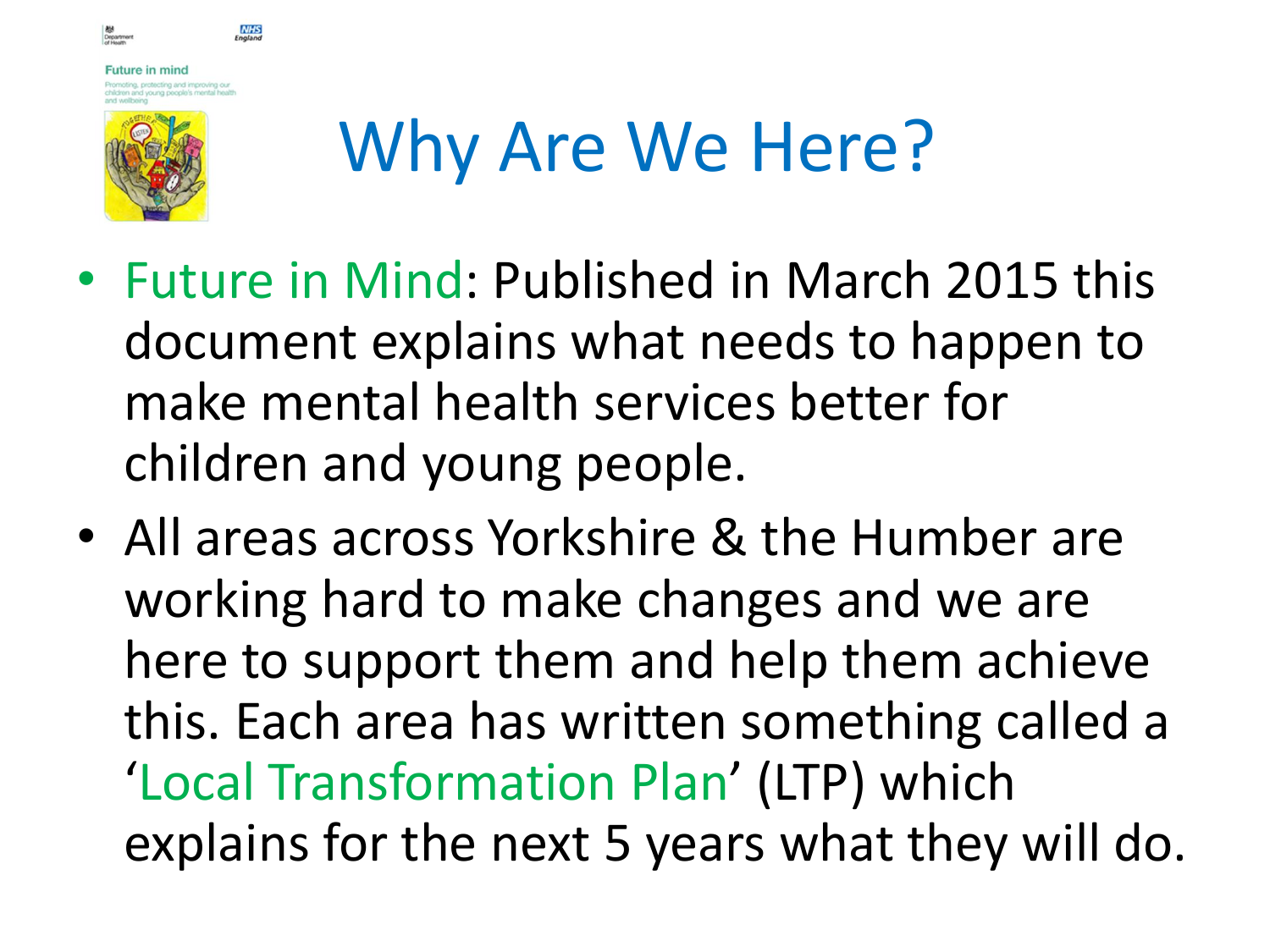# Why Are We Here?

- Future in Mind: Published in March 2015 this document explains what needs to happen to make mental health services better for children and young people.
- All areas across Yorkshire & the Humber are working hard to make changes and we are here to support them and help them achieve this. Each area has written something called a 'Local Transformation Plan' (LTP) which explains for the next 5 years what they will do.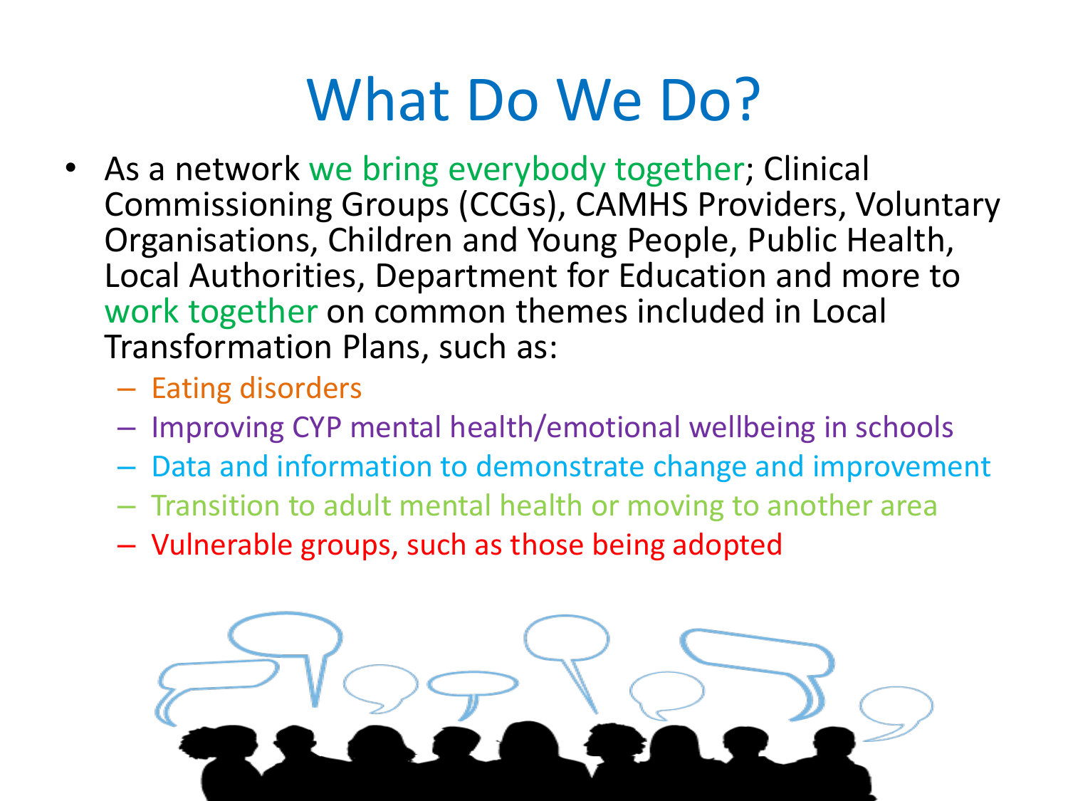# What Do We Do?

- As a network we bring everybody together; Clinical Commissioning Groups (CCGs), CAMHS Providers, Voluntary Organisations, Children and Young People, Public Health, Local Authorities, Department for Education and more to work together on common themes included in Local Transformation Plans, such as:
  - Eating disorders
  - Improving CYP mental health/emotional wellbeing in schools
  - Data and information to demonstrate change and improvement
  - Transition to adult mental health or moving to another area
  - Vulnerable groups, such as those being adopted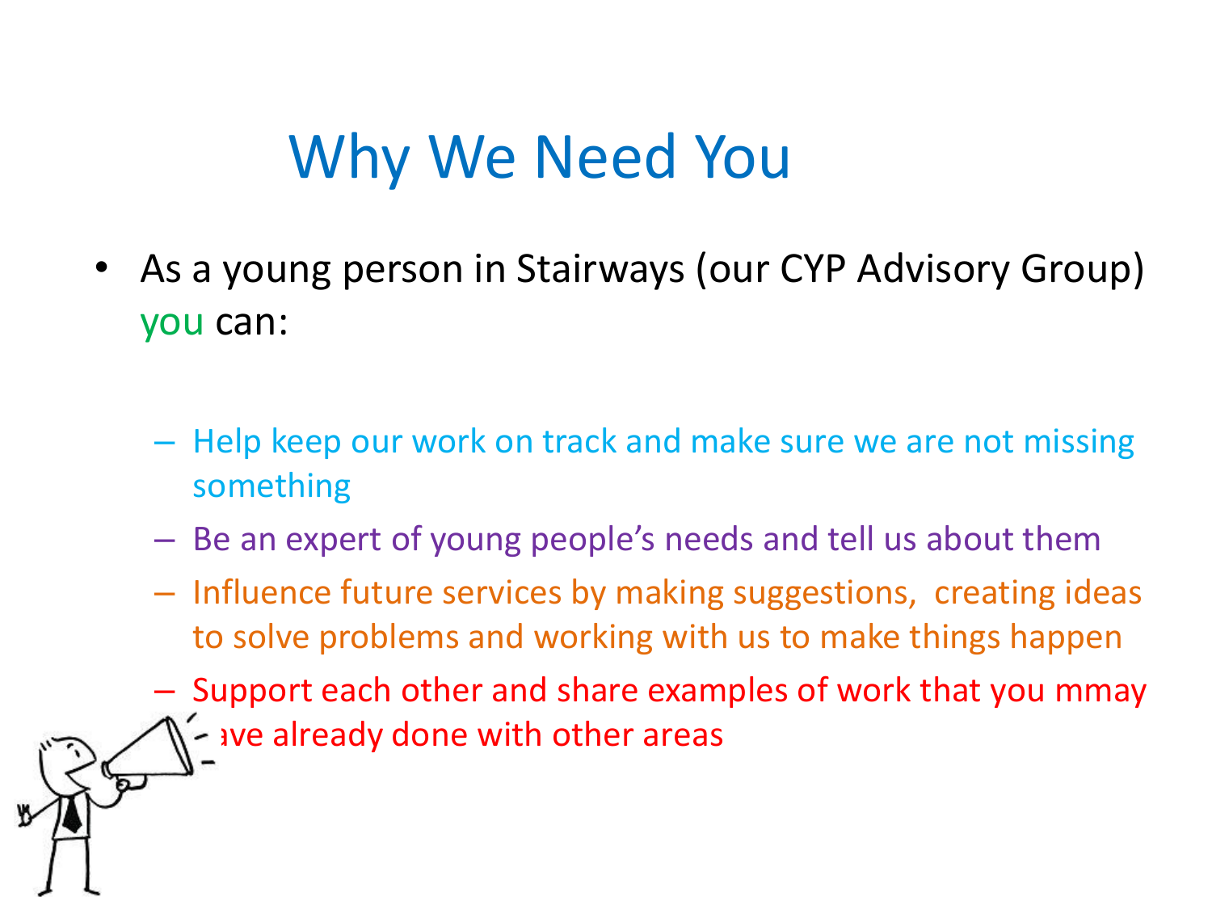# Why We Need You

- As a young person in Stairways (our CYP Advisory Group) you can:
  - Help keep our work on track and make sure we are not missing something
  - Be an expert of young people's needs and tell us about them
  - Influence future services by making suggestions, creating ideas to solve problems and working with us to make things happen
  - Support each other and share examples of work that you mmay have already done with other areas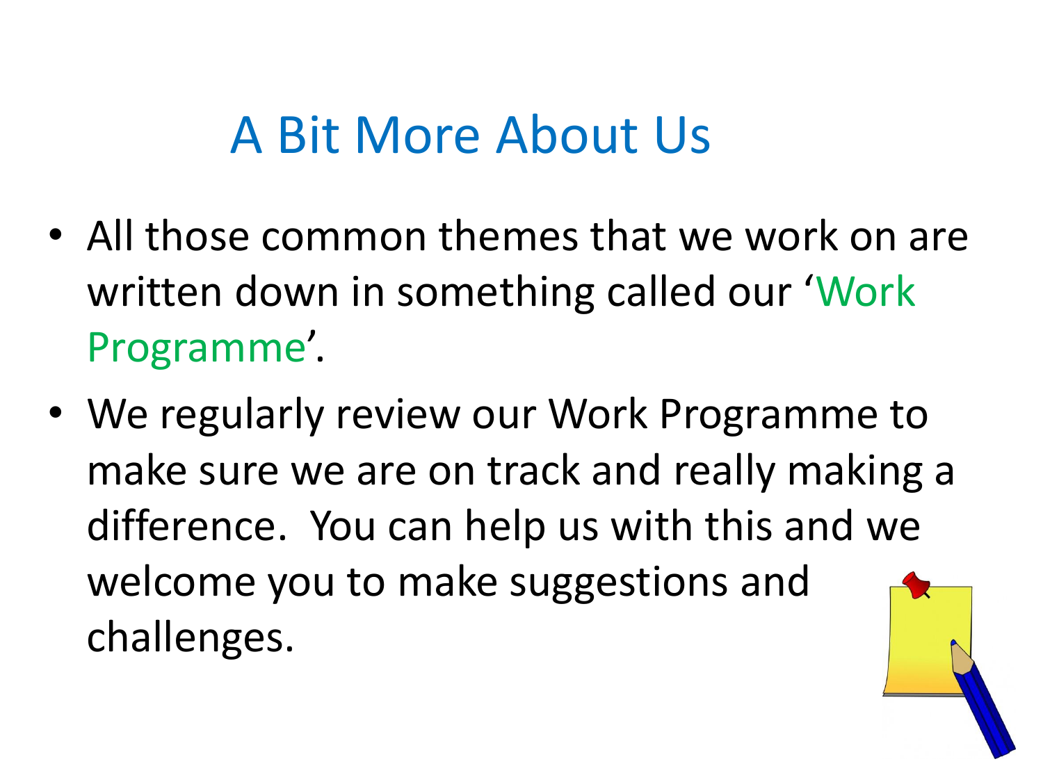# A Bit More About Us

- All those common themes that we work on are written down in something called our 'Work Programme'.
- We regularly review our Work Programme to make sure we are on track and really making a difference. You can help us with this and we welcome you to make suggestions and challenges.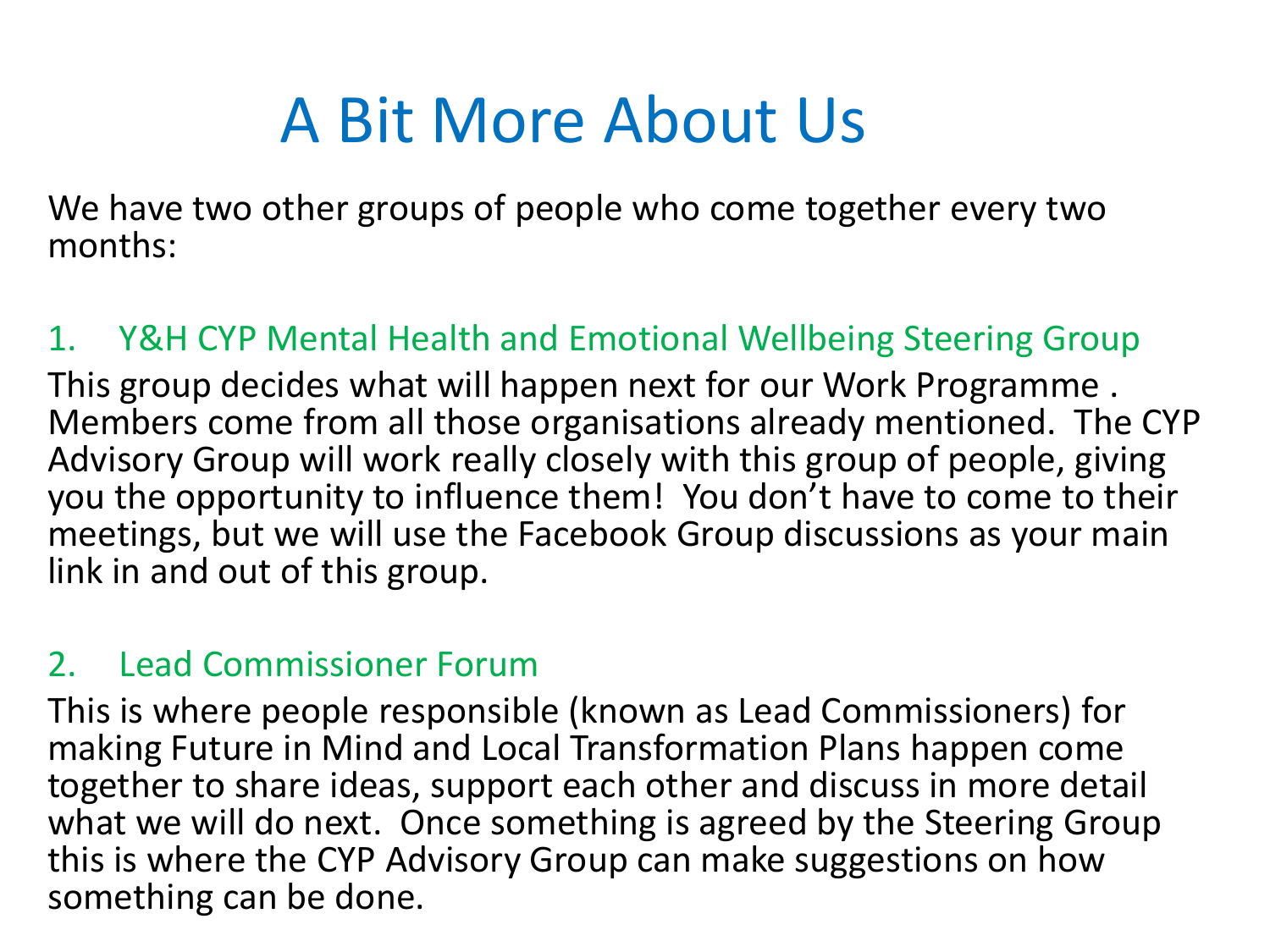# A Bit More About Us

We have two other groups of people who come together every two months:

## 1. Y&H CYP Mental Health and Emotional Wellbeing Steering Group

This group decides what will happen next for our Work Programme . Members come from all those organisations already mentioned. The CYP Advisory Group will work really closely with this group of people, giving you the opportunity to influence them! You don't have to come to their meetings, but we will use the Facebook Group discussions as your main link in and out of this group.

## 2. Lead Commissioner Forum

This is where people responsible (known as Lead Commissioners) for making Future in Mind and Local Transformation Plans happen come together to share ideas, support each other and discuss in more detail what we will do next. Once something is agreed by the Steering Group this is where the CYP Advisory Group can make suggestions on how something can be done.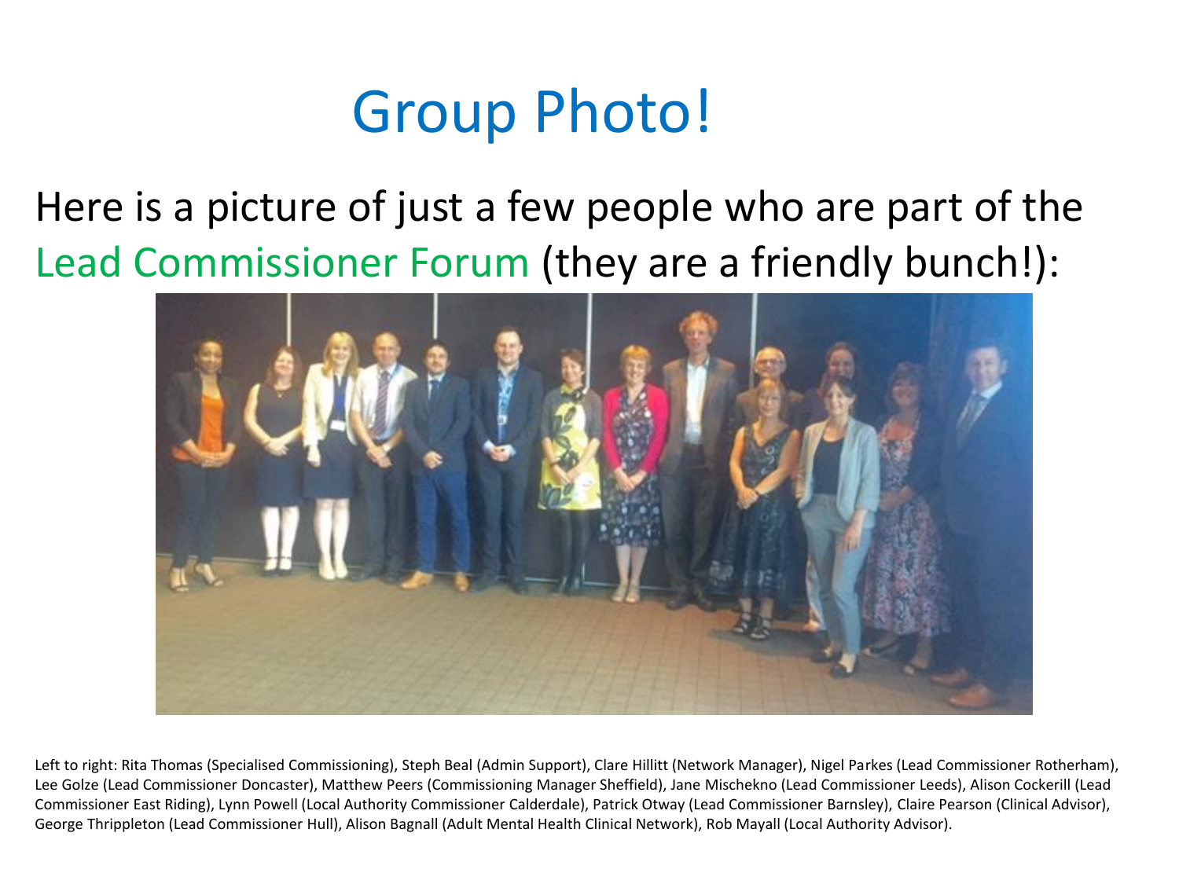# Group Photo!

Here is a picture of just a few people who are part of the Lead Commissioner Forum (they are a friendly bunch!):

Left to right: Rita Thomas (Specialised Commissioning), Steph Beal (Admin Support), Clare Hillitt (Network Manager), Nigel Parkes (Lead Commissioner Rotherham), Lee Golze (Lead Commissioner Doncaster), Matthew Peers (Commissioning Manager Sheffield), Jane Mischekno (Lead Commissioner Leeds), Alison Cockerill (Lead Commissioner East Riding), Lynn Powell (Local Authority Commissioner Calderdale), Patrick Otway (Lead Commissioner Barnsley), Claire Pearson (Clinical Advisor), George Thrippleton (Lead Commissioner Hull), Alison Bagnall (Adult Mental Health Clinical Network), Rob Mayall (Local Authority Advisor).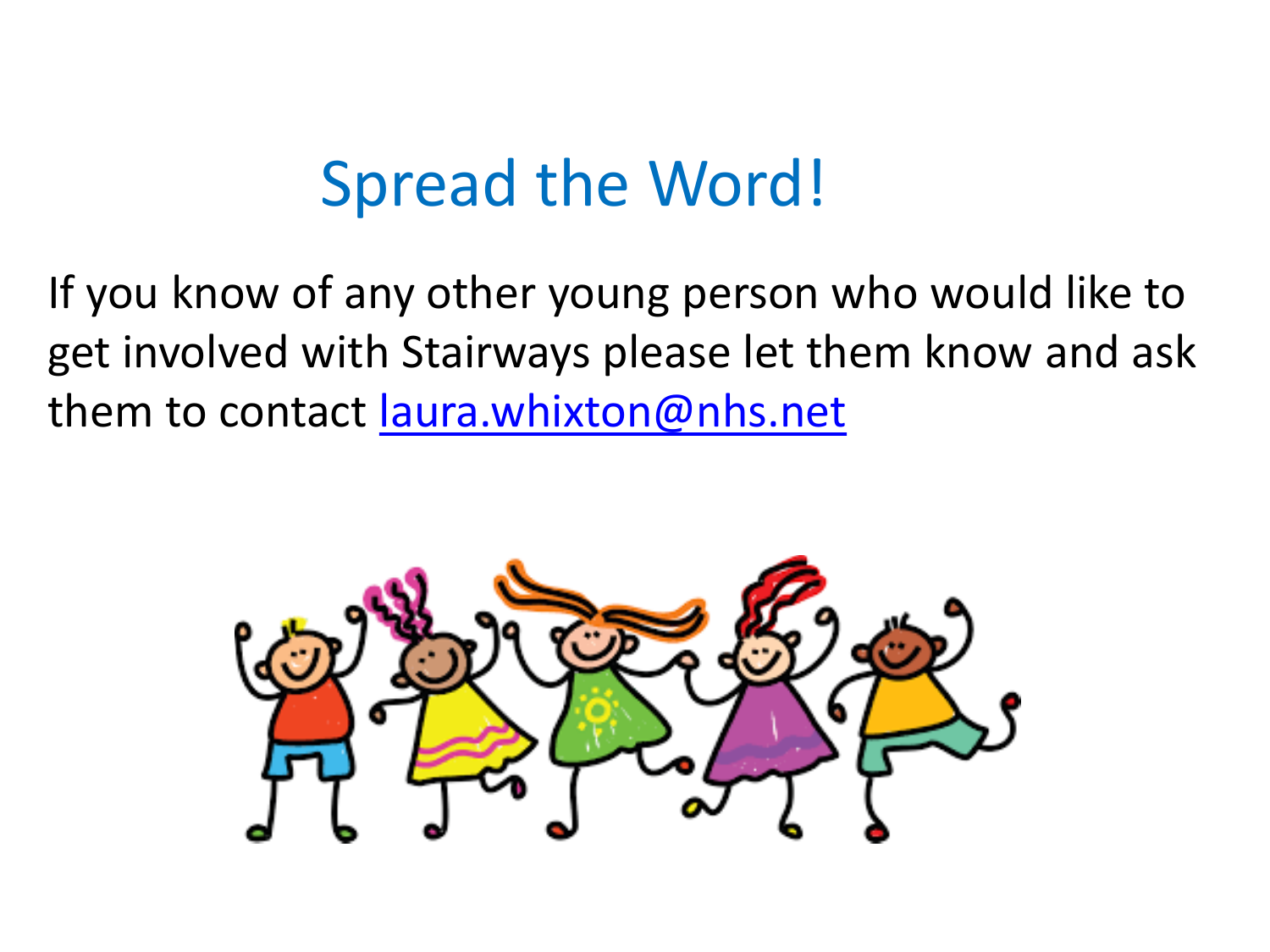# Spread the Word!

If you know of any other young person who would like to get involved with Stairways please let them know and ask them to contact [laura.whixton@nhs.net](mailto:laura.whixton@nhs.net)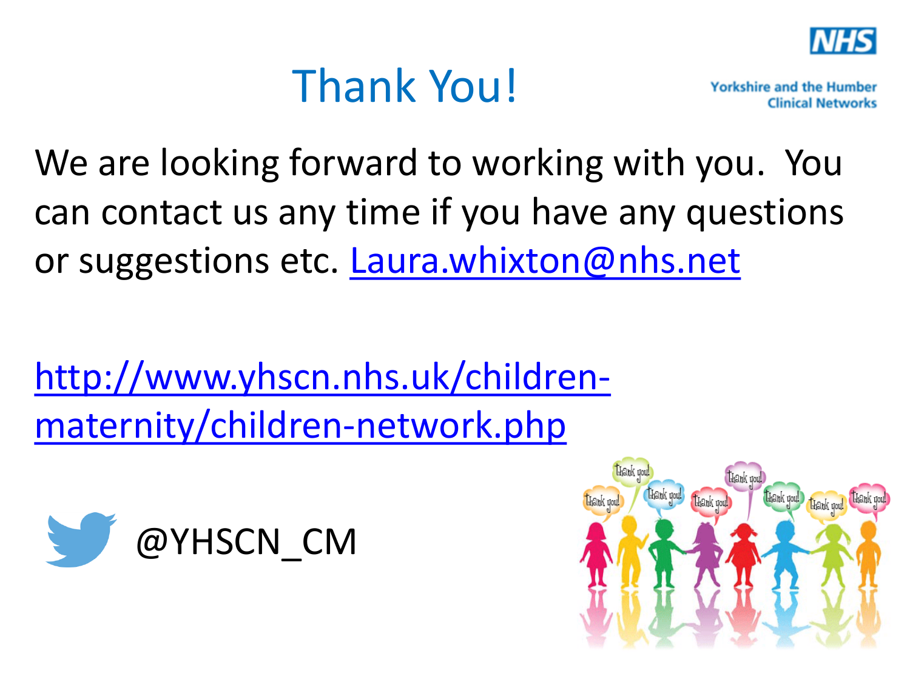# Thank You!

NHS

Yorkshire and the Humber Clinical Networks

We are looking forward to working with you. You can contact us any time if you have any questions or suggestions etc. Laura.whixton@nhs.net

http://www.yhscn.nhs.uk/children-maternity/children-network.php

@YHSCN_CM